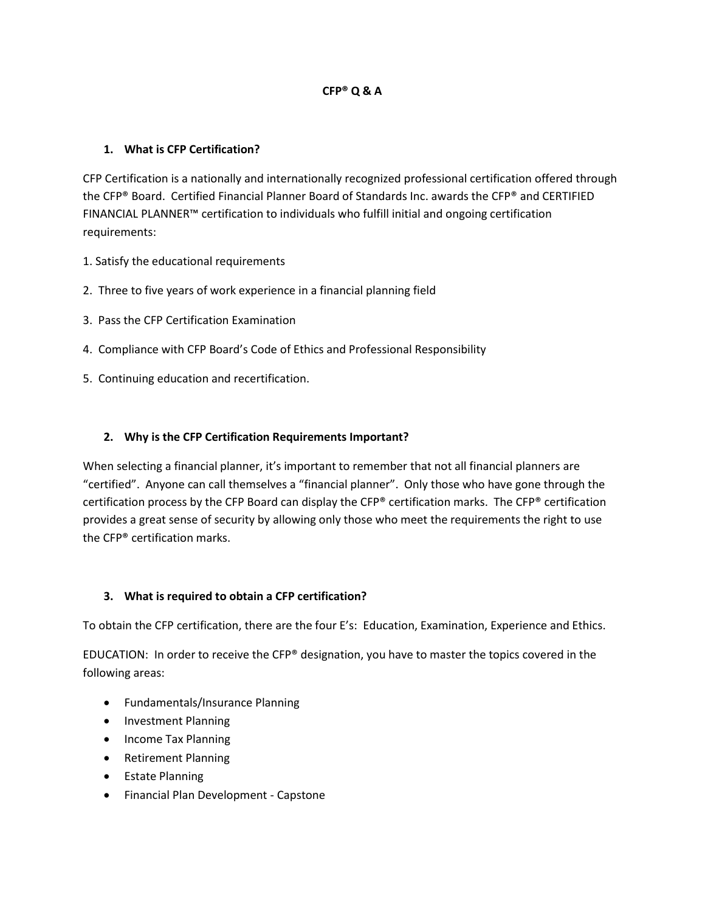# CFP® Q & A

## 1. What is CFP Certification?

CFP Certification is a nationally and internationally recognized professional certification offered through the CFP® Board. Certified Financial Planner Board of Standards Inc. awards the CFP® and CERTIFIED FINANCIAL PLANNER™ certification to individuals who fulfill initial and ongoing certification requirements:

1. Satisfy the educational requirements
2. Three to five years of work experience in a financial planning field
3. Pass the CFP Certification Examination
4. Compliance with CFP Board's Code of Ethics and Professional Responsibility
5. Continuing education and recertification.

## 2. Why is the CFP Certification Requirements Important?

When selecting a financial planner, it's important to remember that not all financial planners are "certified". Anyone can call themselves a "financial planner". Only those who have gone through the certification process by the CFP Board can display the CFP® certification marks. The CFP® certification provides a great sense of security by allowing only those who meet the requirements the right to use the CFP® certification marks.

## 3. What is required to obtain a CFP certification?

To obtain the CFP certification, there are the four E's: Education, Examination, Experience and Ethics.

EDUCATION: In order to receive the CFP® designation, you have to master the topics covered in the following areas:

- Fundamentals/Insurance Planning
- Investment Planning
- Income Tax Planning
- Retirement Planning
- Estate Planning
- Financial Plan Development - Capstone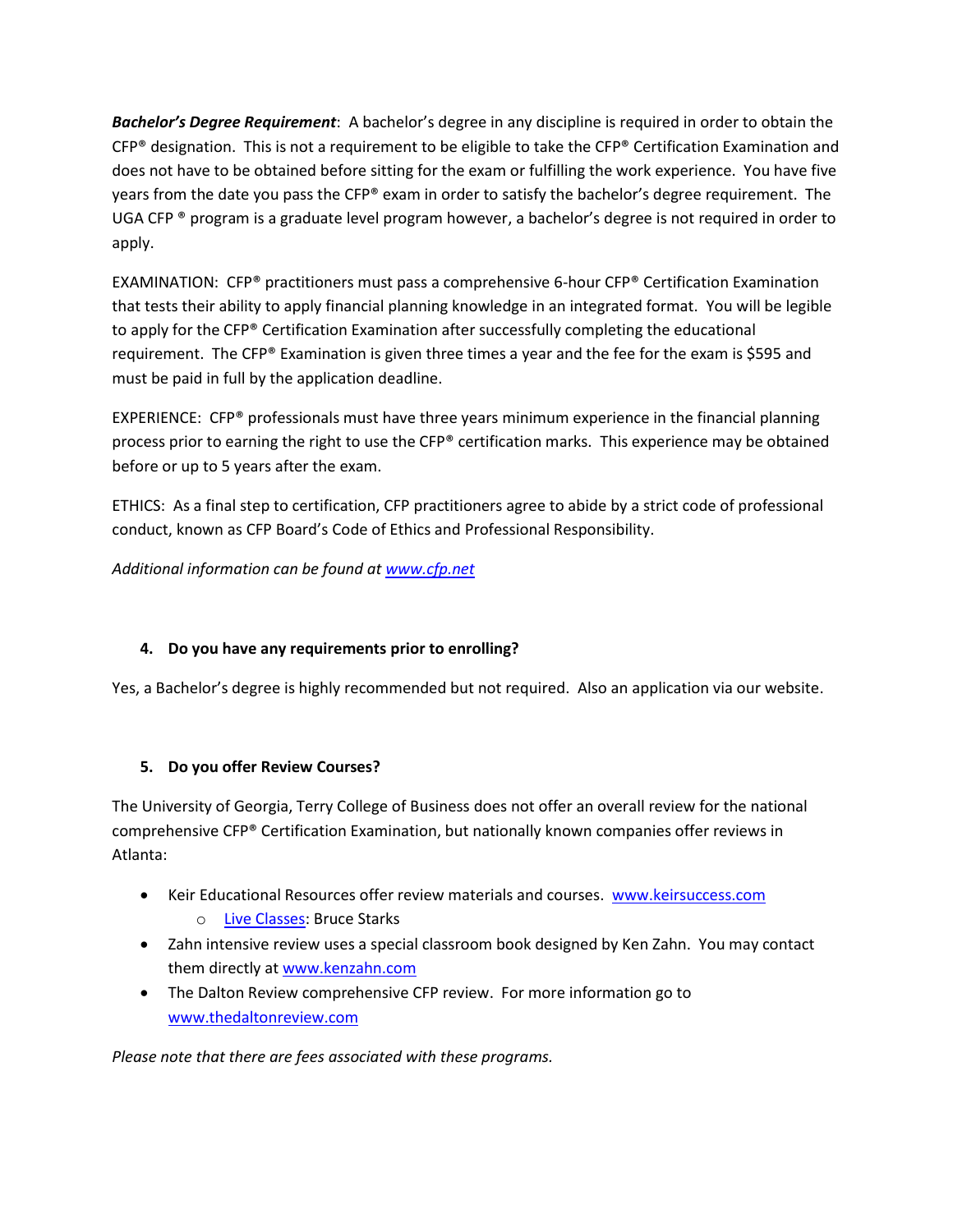***Bachelor's Degree Requirement***: A bachelor's degree in any discipline is required in order to obtain the CFP® designation. This is not a requirement to be eligible to take the CFP® Certification Examination and does not have to be obtained before sitting for the exam or fulfilling the work experience. You have five years from the date you pass the CFP® exam in order to satisfy the bachelor's degree requirement. The UGA CFP ® program is a graduate level program however, a bachelor's degree is not required in order to apply.

EXAMINATION: CFP® practitioners must pass a comprehensive 6-hour CFP® Certification Examination that tests their ability to apply financial planning knowledge in an integrated format. You will be legible to apply for the CFP® Certification Examination after successfully completing the educational requirement. The CFP® Examination is given three times a year and the fee for the exam is $595 and must be paid in full by the application deadline.

EXPERIENCE: CFP® professionals must have three years minimum experience in the financial planning process prior to earning the right to use the CFP® certification marks. This experience may be obtained before or up to 5 years after the exam.

ETHICS: As a final step to certification, CFP practitioners agree to abide by a strict code of professional conduct, known as CFP Board's Code of Ethics and Professional Responsibility.

*Additional information can be found at [www.cfp.net](www.cfp.net)*

### 4. Do you have any requirements prior to enrolling?

Yes, a Bachelor's degree is highly recommended but not required. Also an application via our website.

### 5. Do you offer Review Courses?

The University of Georgia, Terry College of Business does not offer an overall review for the national comprehensive CFP® Certification Examination, but nationally known companies offer reviews in Atlanta:

- Keir Educational Resources offer review materials and courses. [www.keirsuccess.com](www.keirsuccess.com)
  - Live Classes: Bruce Starks
- Zahn intensive review uses a special classroom book designed by Ken Zahn. You may contact them directly at [www.kenzahn.com](www.kenzahn.com)
- The Dalton Review comprehensive CFP review. For more information go to [www.thedaltonreview.com](www.thedaltonreview.com)

*Please note that there are fees associated with these programs.*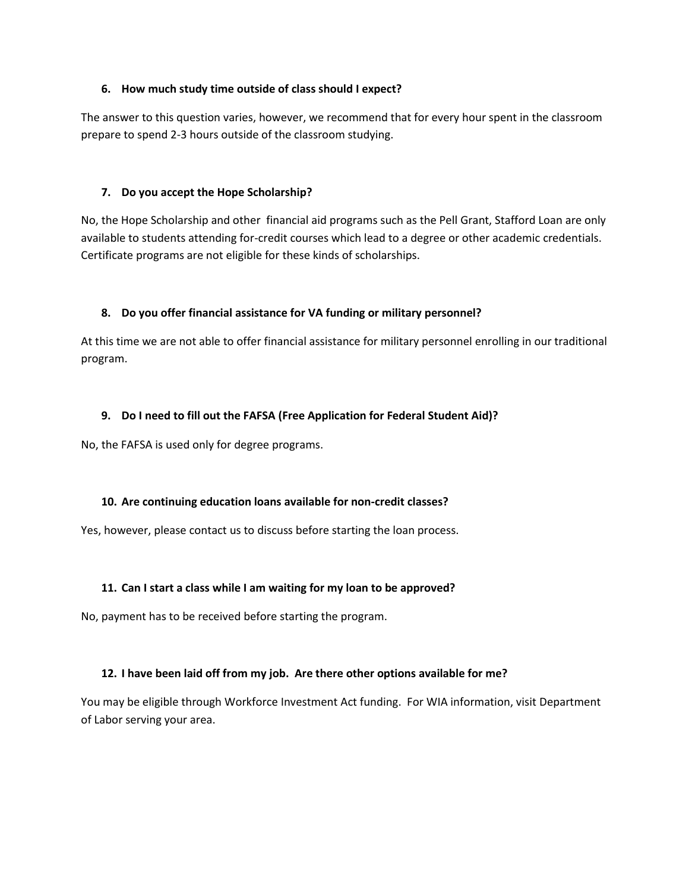6. **How much study time outside of class should I expect?**

The answer to this question varies, however, we recommend that for every hour spent in the classroom prepare to spend 2-3 hours outside of the classroom studying.

7. **Do you accept the Hope Scholarship?**

No, the Hope Scholarship and other financial aid programs such as the Pell Grant, Stafford Loan are only available to students attending for-credit courses which lead to a degree or other academic credentials. Certificate programs are not eligible for these kinds of scholarships.

8. **Do you offer financial assistance for VA funding or military personnel?**

At this time we are not able to offer financial assistance for military personnel enrolling in our traditional program.

9. **Do I need to fill out the FAFSA (Free Application for Federal Student Aid)?**

No, the FAFSA is used only for degree programs.

10. **Are continuing education loans available for non-credit classes?**

Yes, however, please contact us to discuss before starting the loan process.

11. **Can I start a class while I am waiting for my loan to be approved?**

No, payment has to be received before starting the program.

12. **I have been laid off from my job. Are there other options available for me?**

You may be eligible through Workforce Investment Act funding. For WIA information, visit Department of Labor serving your area.